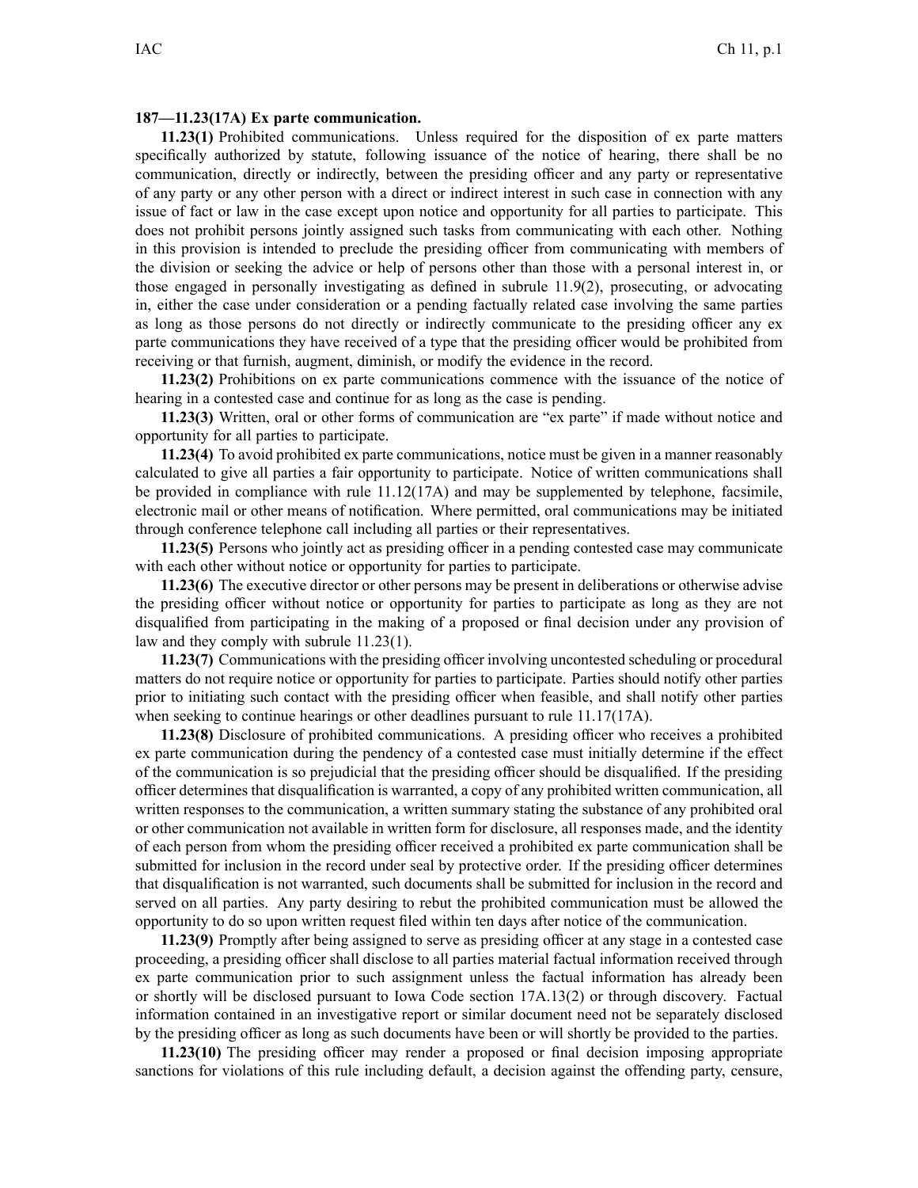**187—11.23(17A) Ex parte communication.**

**11.23(1)** Prohibited communications. Unless required for the disposition of ex parte matters specifically authorized by statute, following issuance of the notice of hearing, there shall be no communication, directly or indirectly, between the presiding officer and any party or representative of any party or any other person with a direct or indirect interest in such case in connection with any issue of fact or law in the case except upon notice and opportunity for all parties to participate. This does not prohibit persons jointly assigned such tasks from communicating with each other. Nothing in this provision is intended to preclude the presiding officer from communicating with members of the division or seeking the advice or help of persons other than those with a personal interest in, or those engaged in personally investigating as defined in subrule 11.9(2), prosecuting, or advocating in, either the case under consideration or a pending factually related case involving the same parties as long as those persons do not directly or indirectly communicate to the presiding officer any ex parte communications they have received of a type that the presiding officer would be prohibited from receiving or that furnish, augment, diminish, or modify the evidence in the record.

**11.23(2)** Prohibitions on ex parte communications commence with the issuance of the notice of hearing in a contested case and continue for as long as the case is pending.

**11.23(3)** Written, oral or other forms of communication are "ex parte" if made without notice and opportunity for all parties to participate.

**11.23(4)** To avoid prohibited ex parte communications, notice must be given in a manner reasonably calculated to give all parties a fair opportunity to participate. Notice of written communications shall be provided in compliance with rule 11.12(17A) and may be supplemented by telephone, facsimile, electronic mail or other means of notification. Where permitted, oral communications may be initiated through conference telephone call including all parties or their representatives.

**11.23(5)** Persons who jointly act as presiding officer in a pending contested case may communicate with each other without notice or opportunity for parties to participate.

**11.23(6)** The executive director or other persons may be present in deliberations or otherwise advise the presiding officer without notice or opportunity for parties to participate as long as they are not disqualified from participating in the making of a proposed or final decision under any provision of law and they comply with subrule 11.23(1).

**11.23(7)** Communications with the presiding officer involving uncontested scheduling or procedural matters do not require notice or opportunity for parties to participate. Parties should notify other parties prior to initiating such contact with the presiding officer when feasible, and shall notify other parties when seeking to continue hearings or other deadlines pursuant to rule 11.17(17A).

**11.23(8)** Disclosure of prohibited communications. A presiding officer who receives a prohibited ex parte communication during the pendency of a contested case must initially determine if the effect of the communication is so prejudicial that the presiding officer should be disqualified. If the presiding officer determines that disqualification is warranted, a copy of any prohibited written communication, all written responses to the communication, a written summary stating the substance of any prohibited oral or other communication not available in written form for disclosure, all responses made, and the identity of each person from whom the presiding officer received a prohibited ex parte communication shall be submitted for inclusion in the record under seal by protective order. If the presiding officer determines that disqualification is not warranted, such documents shall be submitted for inclusion in the record and served on all parties. Any party desiring to rebut the prohibited communication must be allowed the opportunity to do so upon written request filed within ten days after notice of the communication.

**11.23(9)** Promptly after being assigned to serve as presiding officer at any stage in a contested case proceeding, a presiding officer shall disclose to all parties material factual information received through ex parte communication prior to such assignment unless the factual information has already been or shortly will be disclosed pursuant to Iowa Code section 17A.13(2) or through discovery. Factual information contained in an investigative report or similar document need not be separately disclosed by the presiding officer as long as such documents have been or will shortly be provided to the parties.

**11.23(10)** The presiding officer may render a proposed or final decision imposing appropriate sanctions for violations of this rule including default, a decision against the offending party, censure,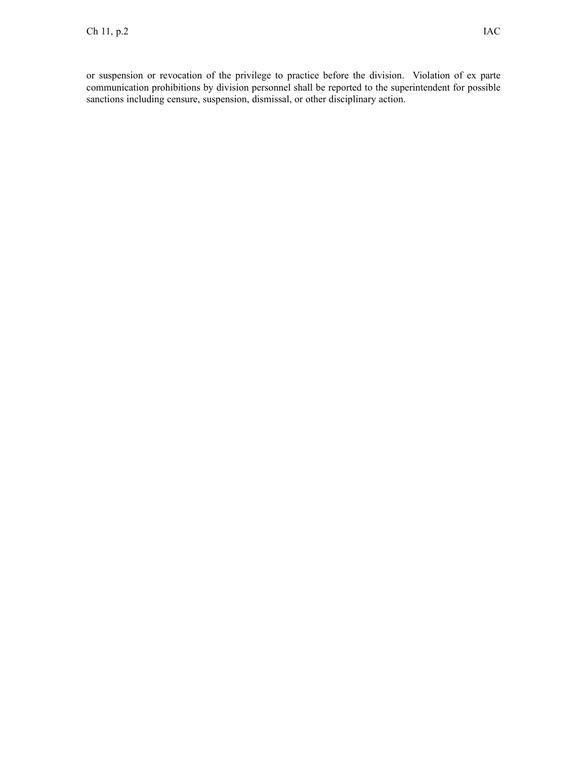or suspension or revocation of the privilege to practice before the division. Violation of ex parte communication prohibitions by division personnel shall be reported to the superintendent for possible sanctions including censure, suspension, dismissal, or other disciplinary action.